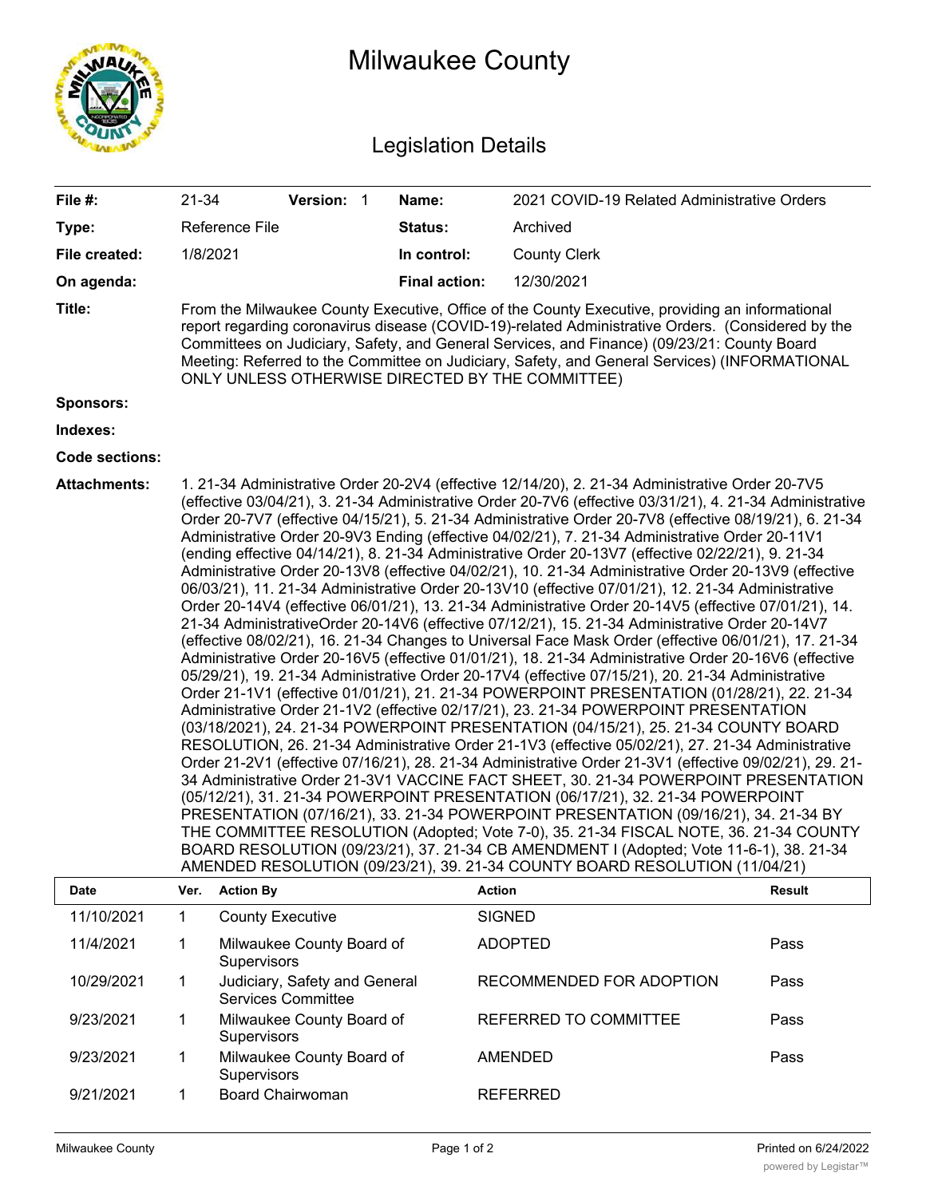# Milwaukee County

## Legislation Details

| | | | | |
|---|---|---|---|---|
| **File #:** | 21-34 | **Version:** 1 | **Name:** | 2021 COVID-19 Related Administrative Orders |
| **Type:** | Reference File | | **Status:** | Archived |
| **File created:** | 1/8/2021 | | **In control:** | County Clerk |
| **On agenda:** | | | **Final action:** | 12/30/2021 |

**Title:** From the Milwaukee County Executive, Office of the County Executive, providing an informational report regarding coronavirus disease (COVID-19)-related Administrative Orders. (Considered by the Committees on Judiciary, Safety, and General Services, and Finance) (09/23/21: County Board Meeting: Referred to the Committee on Judiciary, Safety, and General Services) (INFORMATIONAL ONLY UNLESS OTHERWISE DIRECTED BY THE COMMITTEE)

**Sponsors:**

**Indexes:**

**Code sections:**

**Attachments:** 1. 21-34 Administrative Order 20-2V4 (effective 12/14/20), 2. 21-34 Administrative Order 20-7V5 (effective 03/04/21), 3. 21-34 Administrative Order 20-7V6 (effective 03/31/21), 4. 21-34 Administrative Order 20-7V7 (effective 04/15/21), 5. 21-34 Administrative Order 20-7V8 (effective 08/19/21), 6. 21-34 Administrative Order 20-9V3 Ending (effective 04/02/21), 7. 21-34 Administrative Order 20-11V1 (ending effective 04/14/21), 8. 21-34 Administrative Order 20-13V7 (effective 02/22/21), 9. 21-34 Administrative Order 20-13V8 (effective 04/02/21), 10. 21-34 Administrative Order 20-13V9 (effective 06/03/21), 11. 21-34 Administrative Order 20-13V10 (effective 07/01/21), 12. 21-34 Administrative Order 20-14V4 (effective 06/01/21), 13. 21-34 Administrative Order 20-14V5 (effective 07/01/21), 14. 21-34 AdministrativeOrder 20-14V6 (effective 07/12/21), 15. 21-34 Administrative Order 20-14V7 (effective 08/02/21), 16. 21-34 Changes to Universal Face Mask Order (effective 06/01/21), 17. 21-34 Administrative Order 20-16V5 (effective 01/01/21), 18. 21-34 Administrative Order 20-16V6 (effective 05/29/21), 19. 21-34 Administrative Order 20-17V4 (effective 07/15/21), 20. 21-34 Administrative Order 21-1V1 (effective 01/01/21), 21. 21-34 POWERPOINT PRESENTATION (01/28/21), 22. 21-34 Administrative Order 21-1V2 (effective 02/17/21), 23. 21-34 POWERPOINT PRESENTATION (03/18/2021), 24. 21-34 POWERPOINT PRESENTATION (04/15/21), 25. 21-34 COUNTY BOARD RESOLUTION, 26. 21-34 Administrative Order 21-1V3 (effective 05/02/21), 27. 21-34 Administrative Order 21-2V1 (effective 07/16/21), 28. 21-34 Administrative Order 21-3V1 (effective 09/02/21), 29. 21-34 Administrative Order 21-3V1 VACCINE FACT SHEET, 30. 21-34 POWERPOINT PRESENTATION (05/12/21), 31. 21-34 POWERPOINT PRESENTATION (06/17/21), 32. 21-34 POWERPOINT PRESENTATION (07/16/21), 33. 21-34 POWERPOINT PRESENTATION (09/16/21), 34. 21-34 BY THE COMMITTEE RESOLUTION (Adopted; Vote 7-0), 35. 21-34 FISCAL NOTE, 36. 21-34 COUNTY BOARD RESOLUTION (09/23/21), 37. 21-34 CB AMENDMENT I (Adopted; Vote 11-6-1), 38. 21-34 AMENDED RESOLUTION (09/23/21), 39. 21-34 COUNTY BOARD RESOLUTION (11/04/21)

| Date | Ver. | Action By | Action | Result |
|---|---|---|---|---|
| 11/10/2021 | 1 | County Executive | SIGNED | |
| 11/4/2021 | 1 | Milwaukee County Board of Supervisors | ADOPTED | Pass |
| 10/29/2021 | 1 | Judiciary, Safety and General Services Committee | RECOMMENDED FOR ADOPTION | Pass |
| 9/23/2021 | 1 | Milwaukee County Board of Supervisors | REFERRED TO COMMITTEE | Pass |
| 9/23/2021 | 1 | Milwaukee County Board of Supervisors | AMENDED | Pass |
| 9/21/2021 | 1 | Board Chairwoman | REFERRED | |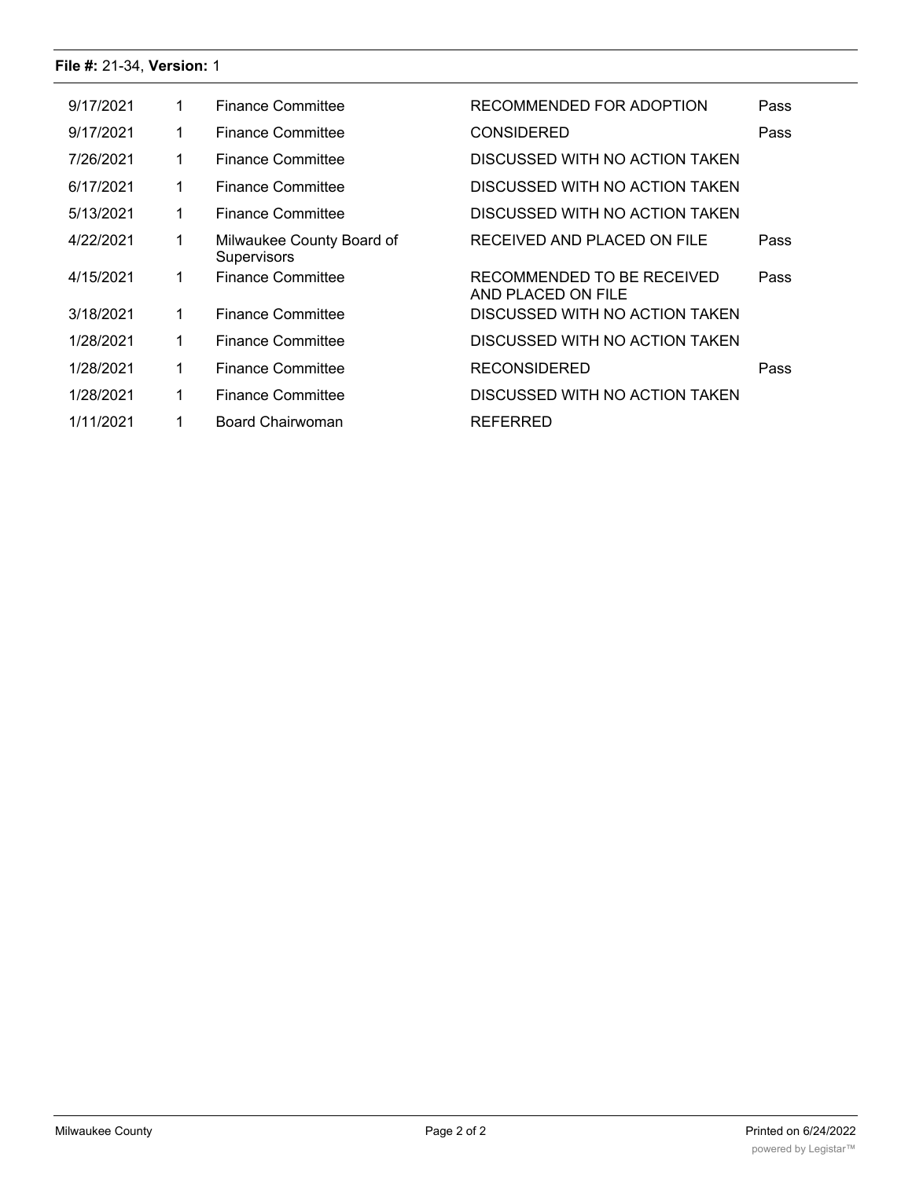**File #:** 21-34, **Version:** 1

| | | | | |
|---|---|---|---|---|
| 9/17/2021 | 1 | Finance Committee | RECOMMENDED FOR ADOPTION | Pass |
| 9/17/2021 | 1 | Finance Committee | CONSIDERED | Pass |
| 7/26/2021 | 1 | Finance Committee | DISCUSSED WITH NO ACTION TAKEN | |
| 6/17/2021 | 1 | Finance Committee | DISCUSSED WITH NO ACTION TAKEN | |
| 5/13/2021 | 1 | Finance Committee | DISCUSSED WITH NO ACTION TAKEN | |
| 4/22/2021 | 1 | Milwaukee County Board of Supervisors | RECEIVED AND PLACED ON FILE | Pass |
| 4/15/2021 | 1 | Finance Committee | RECOMMENDED TO BE RECEIVED AND PLACED ON FILE | Pass |
| 3/18/2021 | 1 | Finance Committee | DISCUSSED WITH NO ACTION TAKEN | |
| 1/28/2021 | 1 | Finance Committee | DISCUSSED WITH NO ACTION TAKEN | |
| 1/28/2021 | 1 | Finance Committee | RECONSIDERED | Pass |
| 1/28/2021 | 1 | Finance Committee | DISCUSSED WITH NO ACTION TAKEN | |
| 1/11/2021 | 1 | Board Chairwoman | REFERRED | |